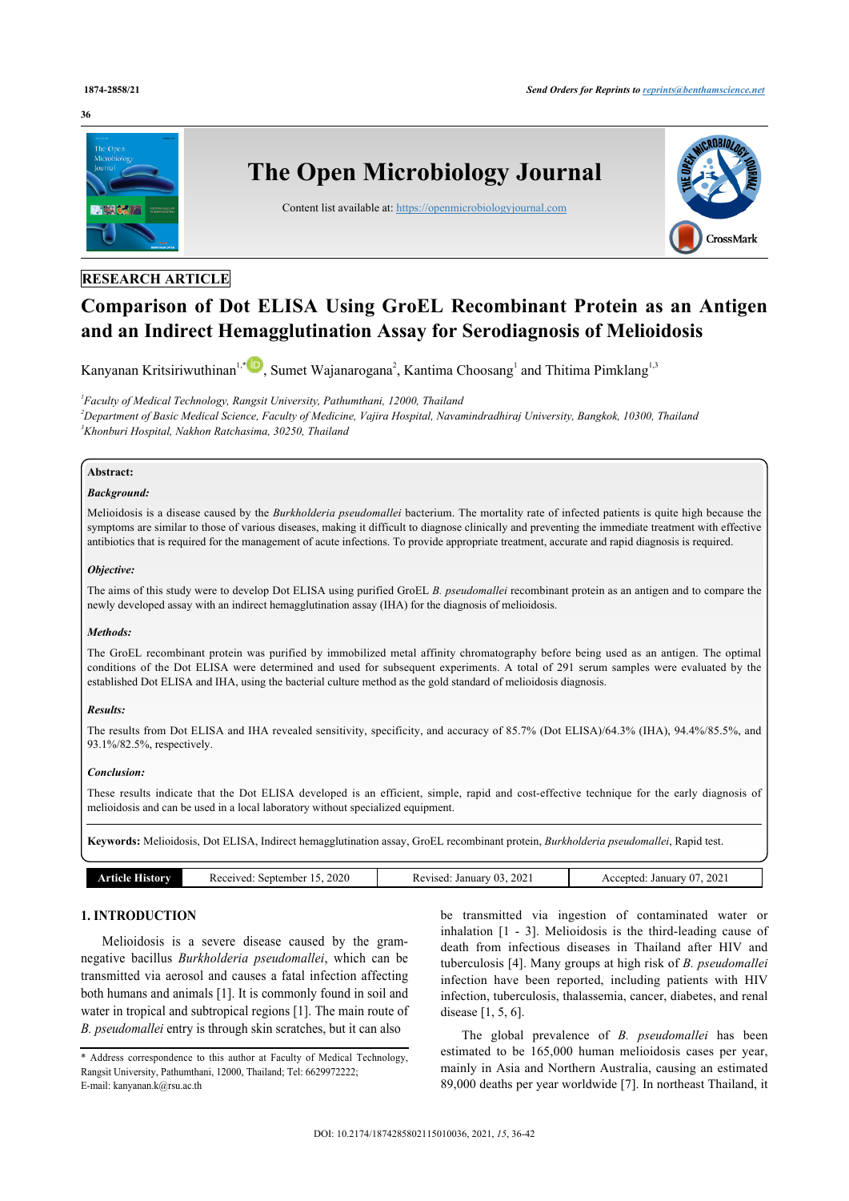RESEARCH ARTICLE

# Comparison of Dot ELISA Using GroEL Recombinant Protein as an Antigen and an Indirect Hemagglutination Assay for Serodiagnosis of Melioidosis

Kanyanan Kritsiriwuthinan[1,*], Sumet Wajanarogana[2], Kantima Choosang[1] and Thitima Pimklang[1,3]

[1]*Faculty of Medical Technology, Rangsit University, Pathumthani, 12000, Thailand*

[2]*Department of Basic Medical Science, Faculty of Medicine, Vajira Hospital, Navamindradhiraj University, Bangkok, 10300, Thailand*

[3]*Khonburi Hospital, Nakhon Ratchasima, 30250, Thailand*

**Abstract:**

***Background:***

Melioidosis is a disease caused by the *Burkholderia pseudomallei* bacterium. The mortality rate of infected patients is quite high because the symptoms are similar to those of various diseases, making it difficult to diagnose clinically and preventing the immediate treatment with effective antibiotics that is required for the management of acute infections. To provide appropriate treatment, accurate and rapid diagnosis is required.

***Objective:***

The aims of this study were to develop Dot ELISA using purified GroEL *B. pseudomallei* recombinant protein as an antigen and to compare the newly developed assay with an indirect hemagglutination assay (IHA) for the diagnosis of melioidosis.

***Methods:***

The GroEL recombinant protein was purified by immobilized metal affinity chromatography before being used as an antigen. The optimal conditions of the Dot ELISA were determined and used for subsequent experiments. A total of 291 serum samples were evaluated by the established Dot ELISA and IHA, using the bacterial culture method as the gold standard of melioidosis diagnosis.

***Results:***

The results from Dot ELISA and IHA revealed sensitivity, specificity, and accuracy of 85.7% (Dot ELISA)/64.3% (IHA), 94.4%/85.5%, and 93.1%/82.5%, respectively.

***Conclusion:***

These results indicate that the Dot ELISA developed is an efficient, simple, rapid and cost-effective technique for the early diagnosis of melioidosis and can be used in a local laboratory without specialized equipment.

**Keywords:** Melioidosis, Dot ELISA, Indirect hemagglutination assay, GroEL recombinant protein, *Burkholderia pseudomallei*, Rapid test.

| Article History | Received: September 15, 2020 | Revised: January 03, 2021 | Accepted: January 07, 2021 |
|---|---|---|---|

## 1. INTRODUCTION

Melioidosis is a severe disease caused by the gram-negative bacillus *Burkholderia pseudomallei*, which can be transmitted via aerosol and causes a fatal infection affecting both humans and animals [1]. It is commonly found in soil and water in tropical and subtropical regions [1]. The main route of *B. pseudomallei* entry is through skin scratches, but it can also be transmitted via ingestion of contaminated water or inhalation [1 - 3]. Melioidosis is the third-leading cause of death from infectious diseases in Thailand after HIV and tuberculosis [4]. Many groups at high risk of *B. pseudomallei* infection have been reported, including patients with HIV infection, tuberculosis, thalassemia, cancer, diabetes, and renal disease [1, 5, 6].

The global prevalence of *B. pseudomallei* has been estimated to be 165,000 human melioidosis cases per year, mainly in Asia and Northern Australia, causing an estimated 89,000 deaths per year worldwide [7]. In northeast Thailand, it

\* Address correspondence to this author at Faculty of Medical Technology, Rangsit University, Pathumthani, 12000, Thailand; Tel: 6629972222; E-mail: kanyanan.k@rsu.ac.th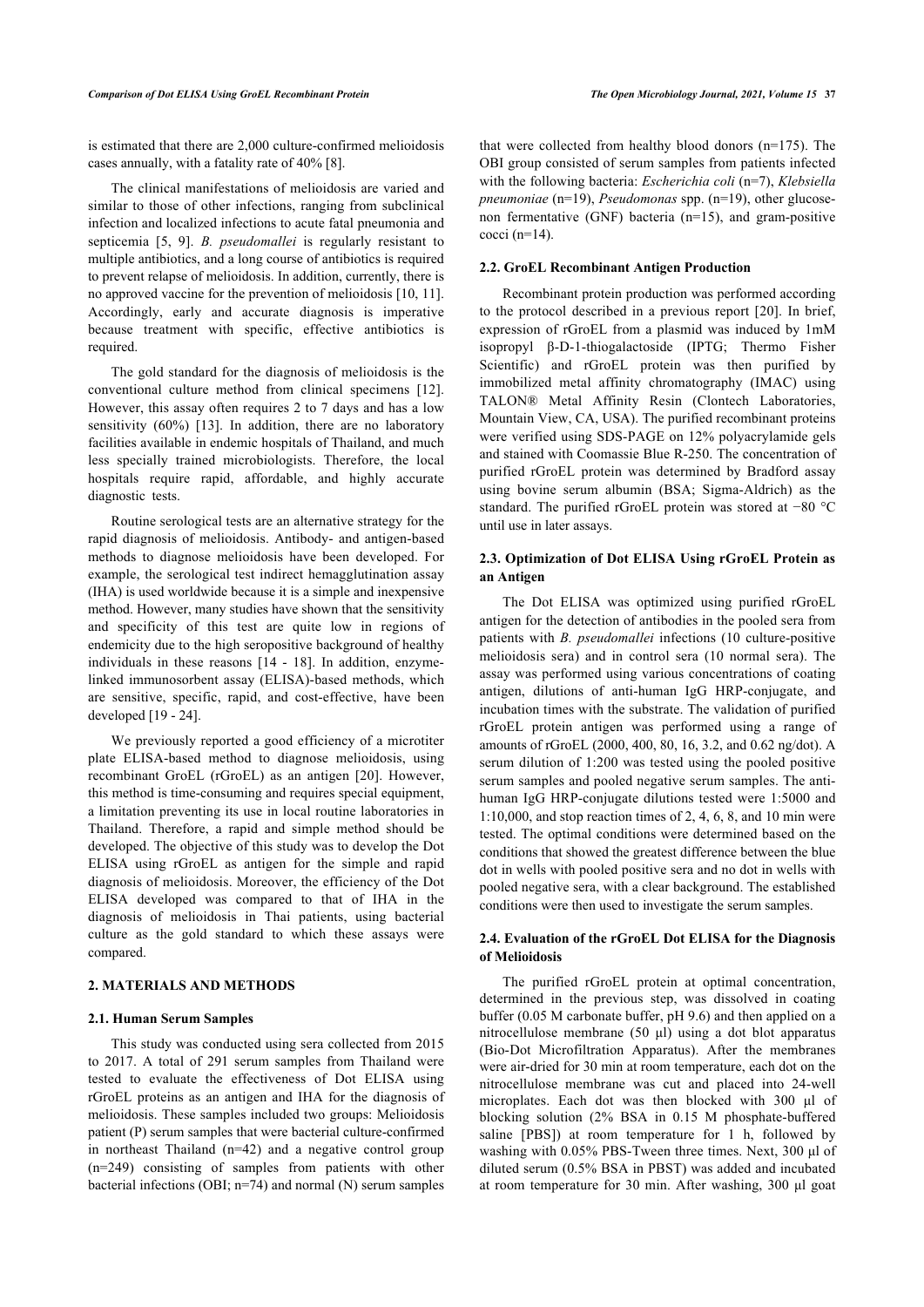is estimated that there are 2,000 culture-confirmed melioidosis cases annually, with a fatality rate of 40% [8].

The clinical manifestations of melioidosis are varied and similar to those of other infections, ranging from subclinical infection and localized infections to acute fatal pneumonia and septicemia [5, 9]. *B. pseudomallei* is regularly resistant to multiple antibiotics, and a long course of antibiotics is required to prevent relapse of melioidosis. In addition, currently, there is no approved vaccine for the prevention of melioidosis [10, 11]. Accordingly, early and accurate diagnosis is imperative because treatment with specific, effective antibiotics is required.

The gold standard for the diagnosis of melioidosis is the conventional culture method from clinical specimens [12]. However, this assay often requires 2 to 7 days and has a low sensitivity (60%) [13]. In addition, there are no laboratory facilities available in endemic hospitals of Thailand, and much less specially trained microbiologists. Therefore, the local hospitals require rapid, affordable, and highly accurate diagnostic tests.

Routine serological tests are an alternative strategy for the rapid diagnosis of melioidosis. Antibody- and antigen-based methods to diagnose melioidosis have been developed. For example, the serological test indirect hemagglutination assay (IHA) is used worldwide because it is a simple and inexpensive method. However, many studies have shown that the sensitivity and specificity of this test are quite low in regions of endemicity due to the high seropositive background of healthy individuals in these reasons [14 - 18]. In addition, enzyme-linked immunosorbent assay (ELISA)-based methods, which are sensitive, specific, rapid, and cost-effective, have been developed [19 - 24].

We previously reported a good efficiency of a microtiter plate ELISA-based method to diagnose melioidosis, using recombinant GroEL (rGroEL) as an antigen [20]. However, this method is time-consuming and requires special equipment, a limitation preventing its use in local routine laboratories in Thailand. Therefore, a rapid and simple method should be developed. The objective of this study was to develop the Dot ELISA using rGroEL as antigen for the simple and rapid diagnosis of melioidosis. Moreover, the efficiency of the Dot ELISA developed was compared to that of IHA in the diagnosis of melioidosis in Thai patients, using bacterial culture as the gold standard to which these assays were compared.

## 2. MATERIALS AND METHODS

### 2.1. Human Serum Samples

This study was conducted using sera collected from 2015 to 2017. A total of 291 serum samples from Thailand were tested to evaluate the effectiveness of Dot ELISA using rGroEL proteins as an antigen and IHA for the diagnosis of melioidosis. These samples included two groups: Melioidosis patient (P) serum samples that were bacterial culture-confirmed in northeast Thailand (n=42) and a negative control group (n=249) consisting of samples from patients with other bacterial infections (OBI; n=74) and normal (N) serum samples that were collected from healthy blood donors (n=175). The OBI group consisted of serum samples from patients infected with the following bacteria: *Escherichia coli* (n=7), *Klebsiella pneumoniae* (n=19), *Pseudomonas* spp. (n=19), other glucose-non fermentative (GNF) bacteria (n=15), and gram-positive cocci (n=14).

### 2.2. GroEL Recombinant Antigen Production

Recombinant protein production was performed according to the protocol described in a previous report [20]. In brief, expression of rGroEL from a plasmid was induced by 1mM isopropyl β-D-1-thiogalactoside (IPTG; Thermo Fisher Scientific) and rGroEL protein was then purified by immobilized metal affinity chromatography (IMAC) using TALON® Metal Affinity Resin (Clontech Laboratories, Mountain View, CA, USA). The purified recombinant proteins were verified using SDS-PAGE on 12% polyacrylamide gels and stained with Coomassie Blue R-250. The concentration of purified rGroEL protein was determined by Bradford assay using bovine serum albumin (BSA; Sigma-Aldrich) as the standard. The purified rGroEL protein was stored at −80 °C until use in later assays.

### 2.3. Optimization of Dot ELISA Using rGroEL Protein as an Antigen

The Dot ELISA was optimized using purified rGroEL antigen for the detection of antibodies in the pooled sera from patients with *B. pseudomallei* infections (10 culture-positive melioidosis sera) and in control sera (10 normal sera). The assay was performed using various concentrations of coating antigen, dilutions of anti-human IgG HRP-conjugate, and incubation times with the substrate. The validation of purified rGroEL protein antigen was performed using a range of amounts of rGroEL (2000, 400, 80, 16, 3.2, and 0.62 ng/dot). A serum dilution of 1:200 was tested using the pooled positive serum samples and pooled negative serum samples. The anti-human IgG HRP-conjugate dilutions tested were 1:5000 and 1:10,000, and stop reaction times of 2, 4, 6, 8, and 10 min were tested. The optimal conditions were determined based on the conditions that showed the greatest difference between the blue dot in wells with pooled positive sera and no dot in wells with pooled negative sera, with a clear background. The established conditions were then used to investigate the serum samples.

### 2.4. Evaluation of the rGroEL Dot ELISA for the Diagnosis of Melioidosis

The purified rGroEL protein at optimal concentration, determined in the previous step, was dissolved in coating buffer (0.05 M carbonate buffer, pH 9.6) and then applied on a nitrocellulose membrane (50 μl) using a dot blot apparatus (Bio-Dot Microfiltration Apparatus). After the membranes were air-dried for 30 min at room temperature, each dot on the nitrocellulose membrane was cut and placed into 24-well microplates. Each dot was then blocked with 300 μl of blocking solution (2% BSA in 0.15 M phosphate-buffered saline [PBS]) at room temperature for 1 h, followed by washing with 0.05% PBS-Tween three times. Next, 300 μl of diluted serum (0.5% BSA in PBST) was added and incubated at room temperature for 30 min. After washing, 300 μl goat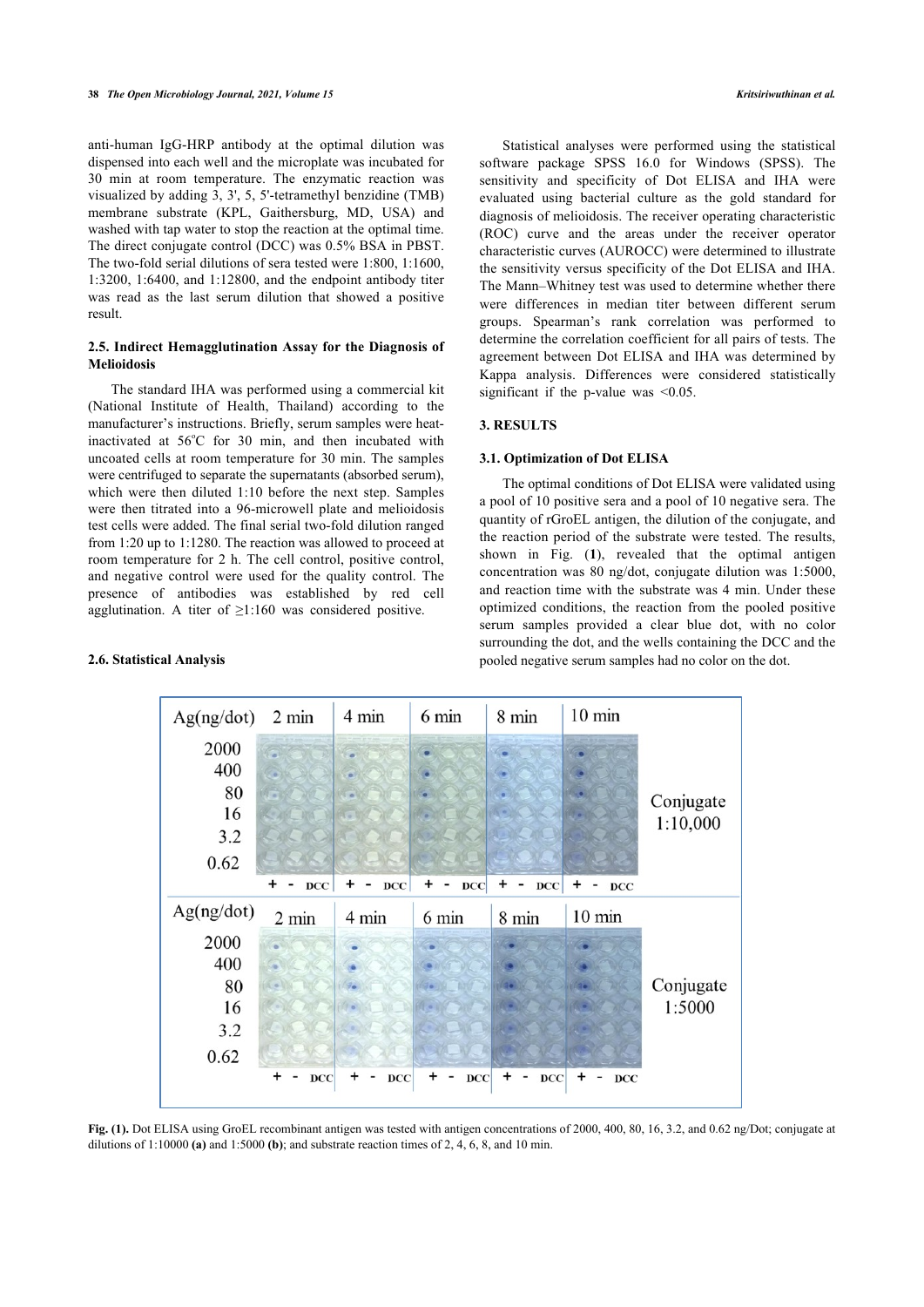anti-human IgG-HRP antibody at the optimal dilution was dispensed into each well and the microplate was incubated for 30 min at room temperature. The enzymatic reaction was visualized by adding 3, 3', 5, 5'-tetramethyl benzidine (TMB) membrane substrate (KPL, Gaithersburg, MD, USA) and washed with tap water to stop the reaction at the optimal time. The direct conjugate control (DCC) was 0.5% BSA in PBST. The two-fold serial dilutions of sera tested were 1:800, 1:1600, 1:3200, 1:6400, and 1:12800, and the endpoint antibody titer was read as the last serum dilution that showed a positive result.

### 2.5. Indirect Hemagglutination Assay for the Diagnosis of Melioidosis

The standard IHA was performed using a commercial kit (National Institute of Health, Thailand) according to the manufacturer's instructions. Briefly, serum samples were heat-inactivated at 56°C for 30 min, and then incubated with uncoated cells at room temperature for 30 min. The samples were centrifuged to separate the supernatants (absorbed serum), which were then diluted 1:10 before the next step. Samples were then titrated into a 96-microwell plate and melioidosis test cells were added. The final serial two-fold dilution ranged from 1:20 up to 1:1280. The reaction was allowed to proceed at room temperature for 2 h. The cell control, positive control, and negative control were used for the quality control. The presence of antibodies was established by red cell agglutination. A titer of ≥1:160 was considered positive.

### 2.6. Statistical Analysis

Statistical analyses were performed using the statistical software package SPSS 16.0 for Windows (SPSS). The sensitivity and specificity of Dot ELISA and IHA were evaluated using bacterial culture as the gold standard for diagnosis of melioidosis. The receiver operating characteristic (ROC) curve and the areas under the receiver operator characteristic curves (AUROCC) were determined to illustrate the sensitivity versus specificity of the Dot ELISA and IHA. The Mann–Whitney test was used to determine whether there were differences in median titer between different serum groups. Spearman's rank correlation was performed to determine the correlation coefficient for all pairs of tests. The agreement between Dot ELISA and IHA was determined by Kappa analysis. Differences were considered statistically significant if the p-value was <0.05.

## 3. RESULTS

### 3.1. Optimization of Dot ELISA

The optimal conditions of Dot ELISA were validated using a pool of 10 positive sera and a pool of 10 negative sera. The quantity of rGroEL antigen, the dilution of the conjugate, and the reaction period of the substrate were tested. The results, shown in Fig. (**1**), revealed that the optimal antigen concentration was 80 ng/dot, conjugate dilution was 1:5000, and reaction time with the substrate was 4 min. Under these optimized conditions, the reaction from the pooled positive serum samples provided a clear blue dot, with no color surrounding the dot, and the wells containing the DCC and the pooled negative serum samples had no color on the dot.

**Fig. (1).** Dot ELISA using GroEL recombinant antigen was tested with antigen concentrations of 2000, 400, 80, 16, 3.2, and 0.62 ng/Dot; conjugate at dilutions of 1:10000 **(a)** and 1:5000 **(b)**; and substrate reaction times of 2, 4, 6, 8, and 10 min.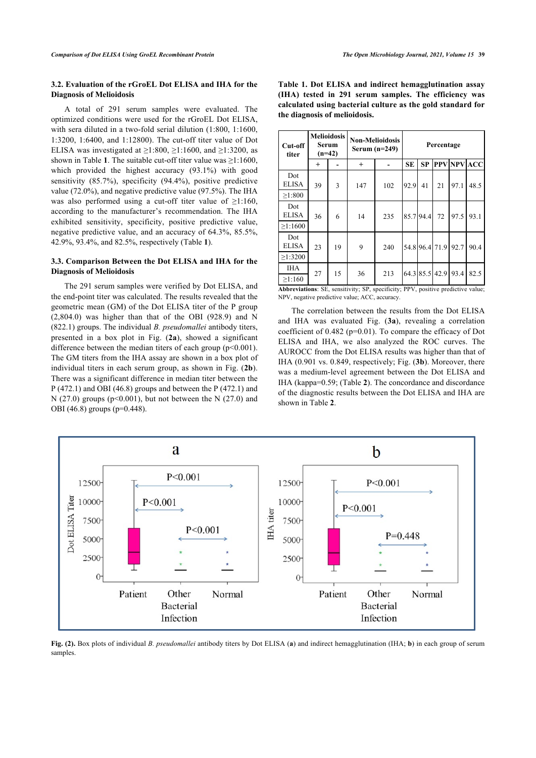### 3.2. Evaluation of the rGroEL Dot ELISA and IHA for the Diagnosis of Melioidosis

A total of 291 serum samples were evaluated. The optimized conditions were used for the rGroEL Dot ELISA, with sera diluted in a two-fold serial dilution (1:800, 1:1600, 1:3200, 1:6400, and 1:12800). The cut-off titer value of Dot ELISA was investigated at ≥1:800, ≥1:1600, and ≥1:3200, as shown in Table **1**. The suitable cut-off titer value was ≥1:1600, which provided the highest accuracy (93.1%) with good sensitivity (85.7%), specificity (94.4%), positive predictive value (72.0%), and negative predictive value (97.5%). The IHA was also performed using a cut-off titer value of ≥1:160, according to the manufacturer's recommendation. The IHA exhibited sensitivity, specificity, positive predictive value, negative predictive value, and an accuracy of 64.3%, 85.5%, 42.9%, 93.4%, and 82.5%, respectively (Table **1**).

### 3.3. Comparison Between the Dot ELISA and IHA for the Diagnosis of Melioidosis

The 291 serum samples were verified by Dot ELISA, and the end-point titer was calculated. The results revealed that the geometric mean (GM) of the Dot ELISA titer of the P group (2,804.0) was higher than that of the OBI (928.9) and N (822.1) groups. The individual *B. pseudomallei* antibody titers, presented in a box plot in Fig. (**2a**), showed a significant difference between the median titers of each group ($p<0.001$). The GM titers from the IHA assay are shown in a box plot of individual titers in each serum group, as shown in Fig. (**2b**). There was a significant difference in median titer between the P (472.1) and OBI (46.8) groups and between the P (472.1) and N (27.0) groups ($p<0.001$), but not between the N (27.0) and OBI (46.8) groups ($p=0.448$).

**Table 1. Dot ELISA and indirect hemagglutination assay (IHA) tested in 291 serum samples. The efficiency was calculated using bacterial culture as the gold standard for the diagnosis of melioidosis.**

| Cut-off titer | Melioidosis Serum (n=42) | | Non-Melioidosis Serum (n=249) | | Percentage | | | | |
|---|---|---|---|---|---|---|---|---|---|
| | + | - | + | - | SE | SP | PPV | NPV | ACC |
| Dot ELISA ≥1:800 | 39 | 3 | 147 | 102 | 92.9 | 41 | 21 | 97.1 | 48.5 |
| Dot ELISA ≥1:1600 | 36 | 6 | 14 | 235 | 85.7 | 94.4 | 72 | 97.5 | 93.1 |
| Dot ELISA ≥1:3200 | 23 | 19 | 9 | 240 | 54.8 | 96.4 | 71.9 | 92.7 | 90.4 |
| IHA ≥1:160 | 27 | 15 | 36 | 213 | 64.3 | 85.5 | 42.9 | 93.4 | 82.5 |

**Abbreviations**: SE, sensitivity; SP, specificity; PPV, positive predictive value; NPV, negative predictive value; ACC, accuracy.

The correlation between the results from the Dot ELISA and IHA was evaluated Fig. (**3a**), revealing a correlation coefficient of 0.482 ($p=0.01$). To compare the efficacy of Dot ELISA and IHA, we also analyzed the ROC curves. The AUROCC from the Dot ELISA results was higher than that of IHA (0.901 vs. 0.849, respectively; Fig. (**3b**). Moreover, there was a medium-level agreement between the Dot ELISA and IHA (kappa=0.59; (Table **2**). The concordance and discordance of the diagnostic results between the Dot ELISA and IHA are shown in Table **2**.

**Fig. (2).** Box plots of individual *B. pseudomallei* antibody titers by Dot ELISA (**a**) and indirect hemagglutination (IHA; **b**) in each group of serum samples.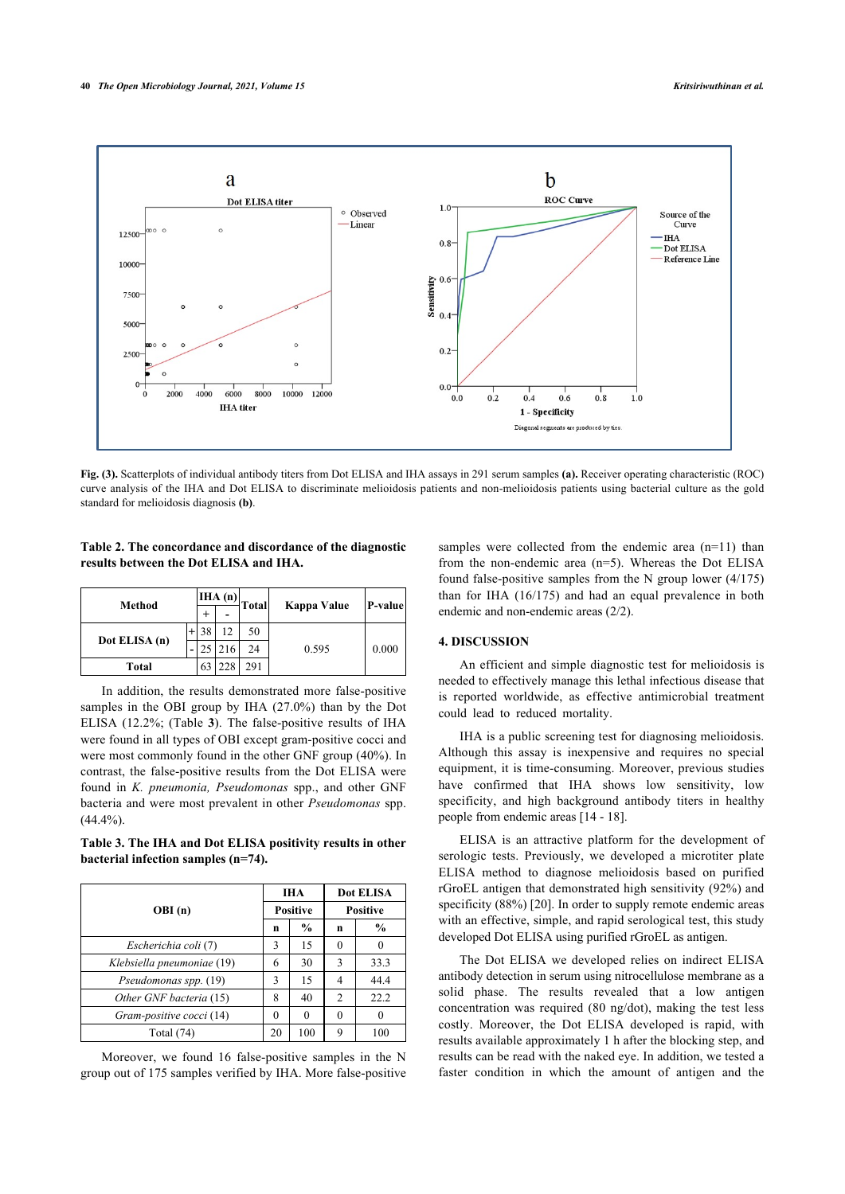**Fig. (3).** Scatterplots of individual antibody titers from Dot ELISA and IHA assays in 291 serum samples **(a).** Receiver operating characteristic (ROC) curve analysis of the IHA and Dot ELISA to discriminate melioidosis patients and non-melioidosis patients using bacterial culture as the gold standard for melioidosis diagnosis **(b)**.

**Table 2. The concordance and discordance of the diagnostic results between the Dot ELISA and IHA.**

| Method | | IHA (n) + | IHA (n) - | Total | Kappa Value | P-value |
|---|---|---|---|---|---|---|
| Dot ELISA (n) | + | 38 | 12 | 50 | 0.595 | 0.000 |
| | - | 25 | 216 | 24 | | |
| Total | | 63 | 228 | 291 | | |

In addition, the results demonstrated more false-positive samples in the OBI group by IHA (27.0%) than by the Dot ELISA (12.2%; (Table **3**). The false-positive results of IHA were found in all types of OBI except gram-positive cocci and were most commonly found in the other GNF group (40%). In contrast, the false-positive results from the Dot ELISA were found in *K. pneumonia, Pseudomonas* spp., and other GNF bacteria and were most prevalent in other *Pseudomonas* spp. (44.4%).

**Table 3. The IHA and Dot ELISA positivity results in other bacterial infection samples (n=74).**

| OBI (n) | IHA Positive | | Dot ELISA Positive | |
|---|---|---|---|---|
| | n | % | n | % |
| *Escherichia coli* (7) | 3 | 15 | 0 | 0 |
| *Klebsiella pneumoniae* (19) | 6 | 30 | 3 | 33.3 |
| *Pseudomonas spp.* (19) | 3 | 15 | 4 | 44.4 |
| *Other GNF bacteria* (15) | 8 | 40 | 2 | 22.2 |
| *Gram-positive cocci* (14) | 0 | 0 | 0 | 0 |
| Total (74) | 20 | 100 | 9 | 100 |

Moreover, we found 16 false-positive samples in the N group out of 175 samples verified by IHA. More false-positive samples were collected from the endemic area (n=11) than from the non-endemic area (n=5). Whereas the Dot ELISA found false-positive samples from the N group lower (4/175) than for IHA (16/175) and had an equal prevalence in both endemic and non-endemic areas (2/2).

## 4. DISCUSSION

An efficient and simple diagnostic test for melioidosis is needed to effectively manage this lethal infectious disease that is reported worldwide, as effective antimicrobial treatment could lead to reduced mortality.

IHA is a public screening test for diagnosing melioidosis. Although this assay is inexpensive and requires no special equipment, it is time-consuming. Moreover, previous studies have confirmed that IHA shows low sensitivity, low specificity, and high background antibody titers in healthy people from endemic areas [14 - 18].

ELISA is an attractive platform for the development of serologic tests. Previously, we developed a microtiter plate ELISA method to diagnose melioidosis based on purified rGroEL antigen that demonstrated high sensitivity (92%) and specificity (88%) [20]. In order to supply remote endemic areas with an effective, simple, and rapid serological test, this study developed Dot ELISA using purified rGroEL as antigen.

The Dot ELISA we developed relies on indirect ELISA antibody detection in serum using nitrocellulose membrane as a solid phase. The results revealed that a low antigen concentration was required (80 ng/dot), making the test less costly. Moreover, the Dot ELISA developed is rapid, with results available approximately 1 h after the blocking step, and results can be read with the naked eye. In addition, we tested a faster condition in which the amount of antigen and the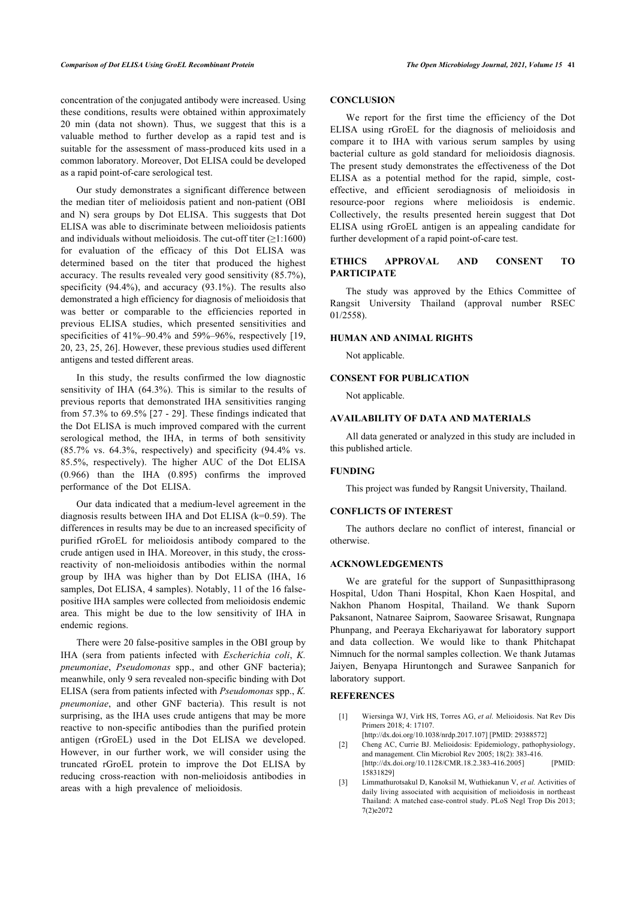concentration of the conjugated antibody were increased. Using these conditions, results were obtained within approximately 20 min (data not shown). Thus, we suggest that this is a valuable method to further develop as a rapid test and is suitable for the assessment of mass-produced kits used in a common laboratory. Moreover, Dot ELISA could be developed as a rapid point-of-care serological test.

Our study demonstrates a significant difference between the median titer of melioidosis patient and non-patient (OBI and N) sera groups by Dot ELISA. This suggests that Dot ELISA was able to discriminate between melioidosis patients and individuals without melioidosis. The cut-off titer (≥1:1600) for evaluation of the efficacy of this Dot ELISA was determined based on the titer that produced the highest accuracy. The results revealed very good sensitivity (85.7%), specificity (94.4%), and accuracy (93.1%). The results also demonstrated a high efficiency for diagnosis of melioidosis that was better or comparable to the efficiencies reported in previous ELISA studies, which presented sensitivities and specificities of 41%–90.4% and 59%–96%, respectively [19, 20, 23, 25, 26]. However, these previous studies used different antigens and tested different areas.

In this study, the results confirmed the low diagnostic sensitivity of IHA (64.3%). This is similar to the results of previous reports that demonstrated IHA sensitivities ranging from 57.3% to 69.5% [27 - 29]. These findings indicated that the Dot ELISA is much improved compared with the current serological method, the IHA, in terms of both sensitivity (85.7% vs. 64.3%, respectively) and specificity (94.4% vs. 85.5%, respectively). The higher AUC of the Dot ELISA (0.966) than the IHA (0.895) confirms the improved performance of the Dot ELISA.

Our data indicated that a medium-level agreement in the diagnosis results between IHA and Dot ELISA (k=0.59). The differences in results may be due to an increased specificity of purified rGroEL for melioidosis antibody compared to the crude antigen used in IHA. Moreover, in this study, the cross-reactivity of non-melioidosis antibodies within the normal group by IHA was higher than by Dot ELISA (IHA, 16 samples, Dot ELISA, 4 samples). Notably, 11 of the 16 false-positive IHA samples were collected from melioidosis endemic area. This might be due to the low sensitivity of IHA in endemic regions.

There were 20 false-positive samples in the OBI group by IHA (sera from patients infected with *Escherichia coli*, *K. pneumoniae*, *Pseudomonas* spp., and other GNF bacteria); meanwhile, only 9 sera revealed non-specific binding with Dot ELISA (sera from patients infected with *Pseudomonas* spp., *K. pneumoniae*, and other GNF bacteria). This result is not surprising, as the IHA uses crude antigens that may be more reactive to non-specific antibodies than the purified protein antigen (rGroEL) used in the Dot ELISA we developed. However, in our further work, we will consider using the truncated rGroEL protein to improve the Dot ELISA by reducing cross-reaction with non-melioidosis antibodies in areas with a high prevalence of melioidosis.

## CONCLUSION

We report for the first time the efficiency of the Dot ELISA using rGroEL for the diagnosis of melioidosis and compare it to IHA with various serum samples by using bacterial culture as gold standard for melioidosis diagnosis. The present study demonstrates the effectiveness of the Dot ELISA as a potential method for the rapid, simple, cost-effective, and efficient serodiagnosis of melioidosis in resource-poor regions where melioidosis is endemic. Collectively, the results presented herein suggest that Dot ELISA using rGroEL antigen is an appealing candidate for further development of a rapid point-of-care test.

## ETHICS APPROVAL AND CONSENT TO PARTICIPATE

The study was approved by the Ethics Committee of Rangsit University Thailand (approval number RSEC 01/2558).

## HUMAN AND ANIMAL RIGHTS

Not applicable.

## CONSENT FOR PUBLICATION

Not applicable.

## AVAILABILITY OF DATA AND MATERIALS

All data generated or analyzed in this study are included in this published article.

## FUNDING

This project was funded by Rangsit University, Thailand.

## CONFLICTS OF INTEREST

The authors declare no conflict of interest, financial or otherwise.

## ACKNOWLEDGEMENTS

We are grateful for the support of Sunpasitthiprasong Hospital, Udon Thani Hospital, Khon Kaen Hospital, and Nakhon Phanom Hospital, Thailand. We thank Suporn Paksanont, Natnaree Saiprom, Saowaree Srisawat, Rungnapa Phunpang, and Peeraya Ekchariyawat for laboratory support and data collection. We would like to thank Phitchapat Nimnuch for the normal samples collection. We thank Jutamas Jaiyen, Benyapa Hiruntongch and Surawee Sanpanich for laboratory support.

## REFERENCES

[1] Wiersinga WJ, Virk HS, Torres AG, *et al.* Melioidosis. Nat Rev Dis Primers 2018; 4: 17107. [http://dx.doi.org/10.1038/nrdp.2017.107] [PMID: 29388572]

[2] Cheng AC, Currie BJ. Melioidosis: Epidemiology, pathophysiology, and management. Clin Microbiol Rev 2005; 18(2): 383-416. [http://dx.doi.org/10.1128/CMR.18.2.383-416.2005] [PMID: 15831829]

[3] Limmathurotsakul D, Kanoksil M, Wuthiekanun V, *et al.* Activities of daily living associated with acquisition of melioidosis in northeast Thailand: A matched case-control study. PLoS Negl Trop Dis 2013; 7(2)e2072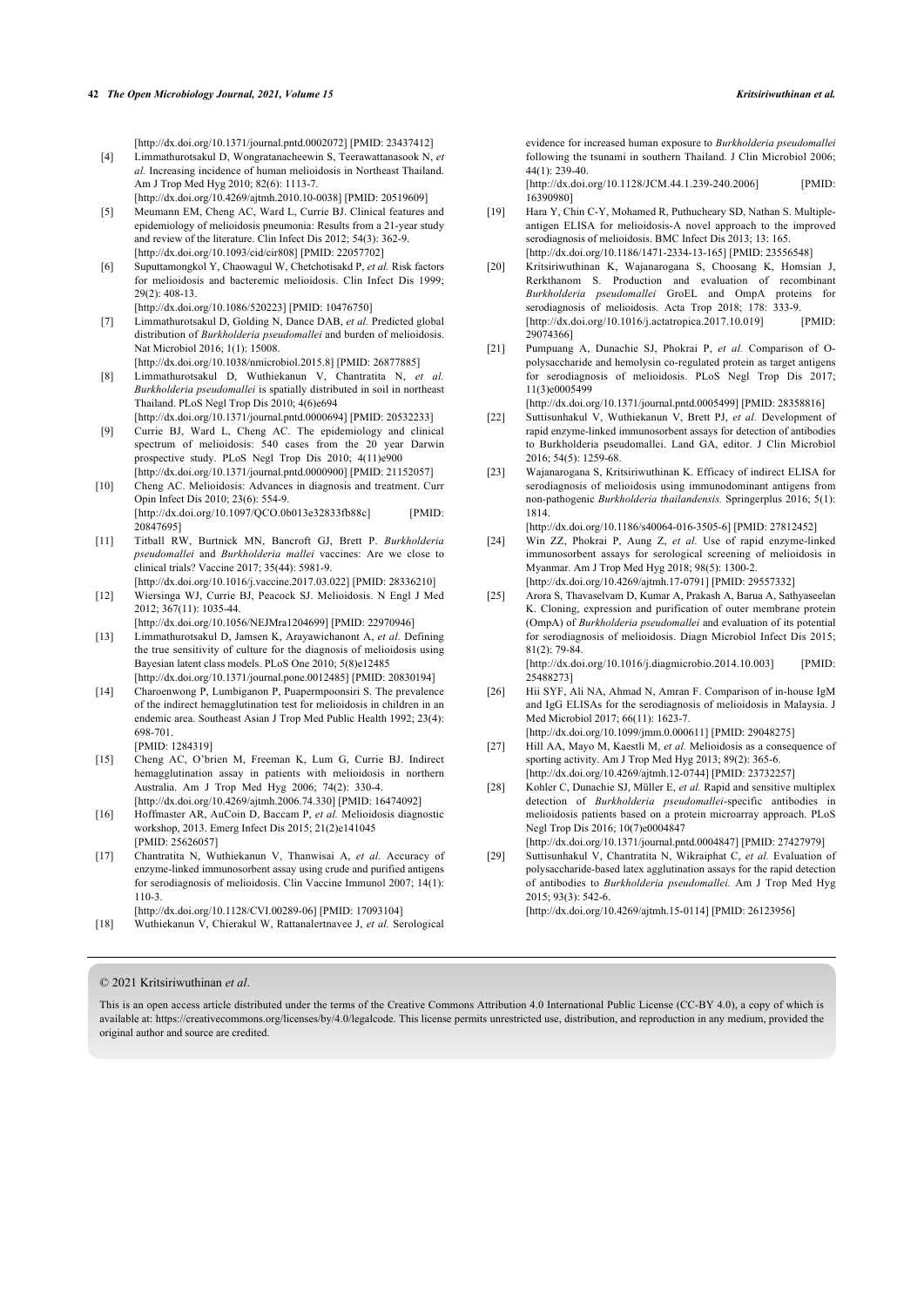[http://dx.doi.org/10.1371/journal.pntd.0002072] [PMID: 23437412]

[4] Limmathurotsakul D, Wongratanacheewin S, Teerawattanasook N, *et al.* Increasing incidence of human melioidosis in Northeast Thailand. Am J Trop Med Hyg 2010; 82(6): 1113-7.
[http://dx.doi.org/10.4269/ajtmh.2010.10-0038] [PMID: 20519609]

[5] Meumann EM, Cheng AC, Ward L, Currie BJ. Clinical features and epidemiology of melioidosis pneumonia: Results from a 21-year study and review of the literature. Clin Infect Dis 2012; 54(3): 362-9.
[http://dx.doi.org/10.1093/cid/cir808] [PMID: 22057702]

[6] Suputtamongkol Y, Chaowagul W, Chetchotisakd P, *et al.* Risk factors for melioidosis and bacteremic melioidosis. Clin Infect Dis 1999; 29(2): 408-13.
[http://dx.doi.org/10.1086/520223] [PMID: 10476750]

[7] Limmathurotsakul D, Golding N, Dance DAB, *et al.* Predicted global distribution of *Burkholderia pseudomallei* and burden of melioidosis. Nat Microbiol 2016; 1(1): 15008.
[http://dx.doi.org/10.1038/nmicrobiol.2015.8] [PMID: 26877885]

[8] Limmathurotsakul D, Wuthiekanun V, Chantratita N, *et al.* *Burkholderia pseudomallei* is spatially distributed in soil in northeast Thailand. PLoS Negl Trop Dis 2010; 4(6)e694
[http://dx.doi.org/10.1371/journal.pntd.0000694] [PMID: 20532233]

[9] Currie BJ, Ward L, Cheng AC. The epidemiology and clinical spectrum of melioidosis: 540 cases from the 20 year Darwin prospective study. PLoS Negl Trop Dis 2010; 4(11)e900
[http://dx.doi.org/10.1371/journal.pntd.0000900] [PMID: 21152057]

[10] Cheng AC. Melioidosis: Advances in diagnosis and treatment. Curr Opin Infect Dis 2010; 23(6): 554-9.
[http://dx.doi.org/10.1097/QCO.0b013e32833fb88c] [PMID: 20847695]

[11] Titball RW, Burtnick MN, Bancroft GJ, Brett P. *Burkholderia pseudomallei* and *Burkholderia mallei* vaccines: Are we close to clinical trials? Vaccine 2017; 35(44): 5981-9.
[http://dx.doi.org/10.1016/j.vaccine.2017.03.022] [PMID: 28336210]

[12] Wiersinga WJ, Currie BJ, Peacock SJ. Melioidosis. N Engl J Med 2012; 367(11): 1035-44.
[http://dx.doi.org/10.1056/NEJMra1204699] [PMID: 22970946]

[13] Limmathurotsakul D, Jamsen K, Arayawichanont A, *et al.* Defining the true sensitivity of culture for the diagnosis of melioidosis using Bayesian latent class models. PLoS One 2010; 5(8)e12485
[http://dx.doi.org/10.1371/journal.pone.0012485] [PMID: 20830194]

[14] Charoenwong P, Lumbiganon P, Puapermpoonsiri S. The prevalence of the indirect hemagglutination test for melioidosis in children in an endemic area. Southeast Asian J Trop Med Public Health 1992; 23(4): 698-701.
[PMID: 1284319]

[15] Cheng AC, O'brien M, Freeman K, Lum G, Currie BJ. Indirect hemagglutination assay in patients with melioidosis in northern Australia. Am J Trop Med Hyg 2006; 74(2): 330-4.
[http://dx.doi.org/10.4269/ajtmh.2006.74.330] [PMID: 16474092]

[16] Hoffmaster AR, AuCoin D, Baccam P, *et al.* Melioidosis diagnostic workshop, 2013. Emerg Infect Dis 2015; 21(2)e141045
[PMID: 25626057]

[17] Chantratita N, Wuthiekanun V, Thanwisai A, *et al.* Accuracy of enzyme-linked immunosorbent assay using crude and purified antigens for serodiagnosis of melioidosis. Clin Vaccine Immunol 2007; 14(1): 110-3.
[http://dx.doi.org/10.1128/CVI.00289-06] [PMID: 17093104]

[18] Wuthiekanun V, Chierakul W, Rattanalertnavee J, *et al.* Serological evidence for increased human exposure to *Burkholderia pseudomallei* following the tsunami in southern Thailand. J Clin Microbiol 2006; 44(1): 239-40.
[http://dx.doi.org/10.1128/JCM.44.1.239-240.2006] [PMID: 16390980]

[19] Hara Y, Chin C-Y, Mohamed R, Puthucheary SD, Nathan S. Multiple-antigen ELISA for melioidosis-A novel approach to the improved serodiagnosis of melioidosis. BMC Infect Dis 2013; 13: 165.
[http://dx.doi.org/10.1186/1471-2334-13-165] [PMID: 23556548]

[20] Kritsiriwuthinan K, Wajanarogana S, Choosang K, Homsian J, Rerkthanom S. Production and evaluation of recombinant *Burkholderia pseudomallei* GroEL and OmpA proteins for serodiagnosis of melioidosis. Acta Trop 2018; 178: 333-9.
[http://dx.doi.org/10.1016/j.actatropica.2017.10.019] [PMID: 29074366]

[21] Pumpuang A, Dunachie SJ, Phokrai P, *et al.* Comparison of O-polysaccharide and hemolysin co-regulated protein as target antigens for serodiagnosis of melioidosis. PLoS Negl Trop Dis 2017; 11(3)e0005499
[http://dx.doi.org/10.1371/journal.pntd.0005499] [PMID: 28358816]

[22] Suttisunhakul V, Wuthiekanun V, Brett PJ, *et al.* Development of rapid enzyme-linked immunosorbent assays for detection of antibodies to Burkholderia pseudomallei. Land GA, editor. J Clin Microbiol 2016; 54(5): 1259-68.

[23] Wajanarogana S, Kritsiriwuthinan K. Efficacy of indirect ELISA for serodiagnosis of melioidosis using immunodominant antigens from non-pathogenic *Burkholderia thailandensis.* Springerplus 2016; 5(1): 1814.
[http://dx.doi.org/10.1186/s40064-016-3505-6] [PMID: 27812452]

[24] Win ZZ, Phokrai P, Aung Z, *et al.* Use of rapid enzyme-linked immunosorbent assays for serological screening of melioidosis in Myanmar. Am J Trop Med Hyg 2018; 98(5): 1300-2.
[http://dx.doi.org/10.4269/ajtmh.17-0791] [PMID: 29557332]

[25] Arora S, Thavaselvam D, Kumar A, Prakash A, Barua A, Sathyaseelan K. Cloning, expression and purification of outer membrane protein (OmpA) of *Burkholderia pseudomallei* and evaluation of its potential for serodiagnosis of melioidosis. Diagn Microbiol Infect Dis 2015; 81(2): 79-84.
[http://dx.doi.org/10.1016/j.diagmicrobio.2014.10.003] [PMID: 25488273]

[26] Hii SYF, Ali NA, Ahmad N, Amran F. Comparison of in-house IgM and IgG ELISAs for the serodiagnosis of melioidosis in Malaysia. J Med Microbiol 2017; 66(11): 1623-7.
[http://dx.doi.org/10.1099/jmm.0.000611] [PMID: 29048275]

[27] Hill AA, Mayo M, Kaestli M, *et al.* Melioidosis as a consequence of sporting activity. Am J Trop Med Hyg 2013; 89(2): 365-6.
[http://dx.doi.org/10.4269/ajtmh.12-0744] [PMID: 23732257]

[28] Kohler C, Dunachie SJ, Müller E, *et al.* Rapid and sensitive multiplex detection of *Burkholderia pseudomallei*-specific antibodies in melioidosis patients based on a protein microarray approach. PLoS Negl Trop Dis 2016; 10(7)e0004847
[http://dx.doi.org/10.1371/journal.pntd.0004847] [PMID: 27427979]

[29] Suttisunhakul V, Chantratita N, Wikraiphat C, *et al.* Evaluation of polysaccharide-based latex agglutination assays for the rapid detection of antibodies to *Burkholderia pseudomallei.* Am J Trop Med Hyg 2015; 93(3): 542-6.
[http://dx.doi.org/10.4269/ajtmh.15-0114] [PMID: 26123956]

---

© 2021 Kritsiriwuthinan *et al*.

This is an open access article distributed under the terms of the Creative Commons Attribution 4.0 International Public License (CC-BY 4.0), a copy of which is available at: https://creativecommons.org/licenses/by/4.0/legalcode. This license permits unrestricted use, distribution, and reproduction in any medium, provided the original author and source are credited.